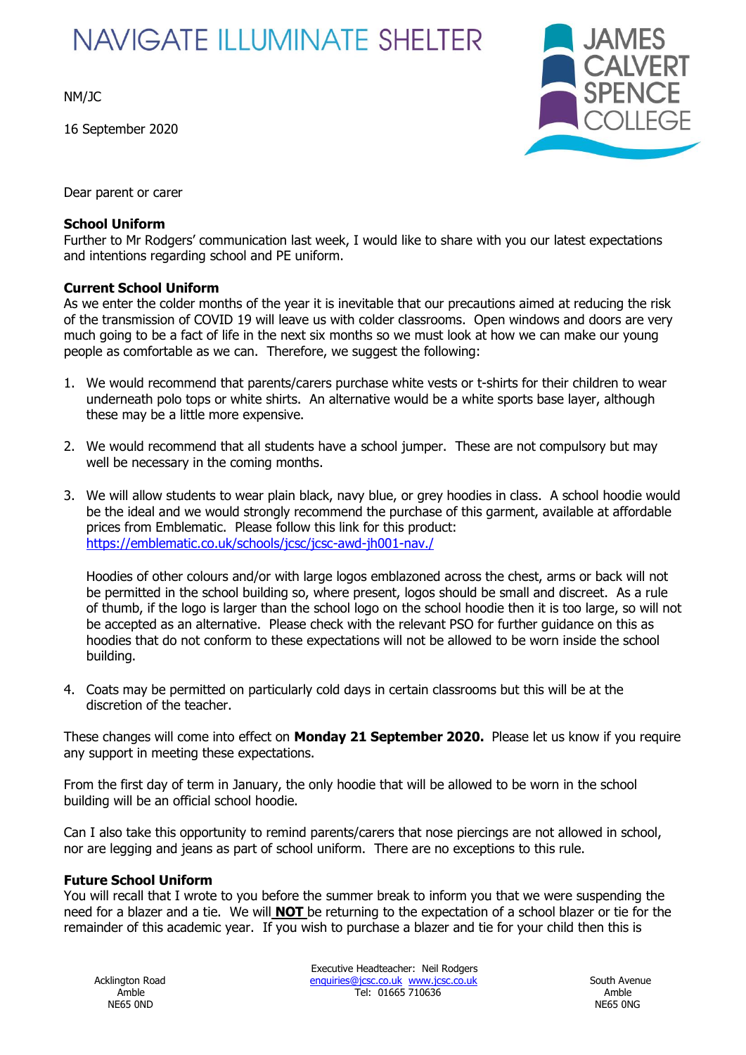NAVIGATE ILLUMINATE SHELTER

JAMES CALVERT SPENCE COLLEGE

NM/JC

16 September 2020

Dear parent or carer

**School Uniform**
Further to Mr Rodgers' communication last week, I would like to share with you our latest expectations and intentions regarding school and PE uniform.

**Current School Uniform**
As we enter the colder months of the year it is inevitable that our precautions aimed at reducing the risk of the transmission of COVID 19 will leave us with colder classrooms. Open windows and doors are very much going to be a fact of life in the next six months so we must look at how we can make our young people as comfortable as we can. Therefore, we suggest the following:

1. We would recommend that parents/carers purchase white vests or t-shirts for their children to wear underneath polo tops or white shirts. An alternative would be a white sports base layer, although these may be a little more expensive.

2. We would recommend that all students have a school jumper. These are not compulsory but may well be necessary in the coming months.

3. We will allow students to wear plain black, navy blue, or grey hoodies in class. A school hoodie would be the ideal and we would strongly recommend the purchase of this garment, available at affordable prices from Emblematic. Please follow this link for this product: https://emblematic.co.uk/schools/jcsc/jcsc-awd-jh001-nav./

   Hoodies of other colours and/or with large logos emblazoned across the chest, arms or back will not be permitted in the school building so, where present, logos should be small and discreet. As a rule of thumb, if the logo is larger than the school logo on the school hoodie then it is too large, so will not be accepted as an alternative. Please check with the relevant PSO for further guidance on this as hoodies that do not conform to these expectations will not be allowed to be worn inside the school building.

4. Coats may be permitted on particularly cold days in certain classrooms but this will be at the discretion of the teacher.

These changes will come into effect on **Monday 21 September 2020.** Please let us know if you require any support in meeting these expectations.

From the first day of term in January, the only hoodie that will be allowed to be worn in the school building will be an official school hoodie.

Can I also take this opportunity to remind parents/carers that nose piercings are not allowed in school, nor are legging and jeans as part of school uniform. There are no exceptions to this rule.

**Future School Uniform**
You will recall that I wrote to you before the summer break to inform you that we were suspending the need for a blazer and a tie. We will **NOT** be returning to the expectation of a school blazer or tie for the remainder of this academic year. If you wish to purchase a blazer and tie for your child then this is

Acklington Road
Amble
NE65 0ND

Executive Headteacher: Neil Rodgers
enquiries@jcsc.co.uk www.jcsc.co.uk
Tel: 01665 710636

South Avenue
Amble
NE65 0NG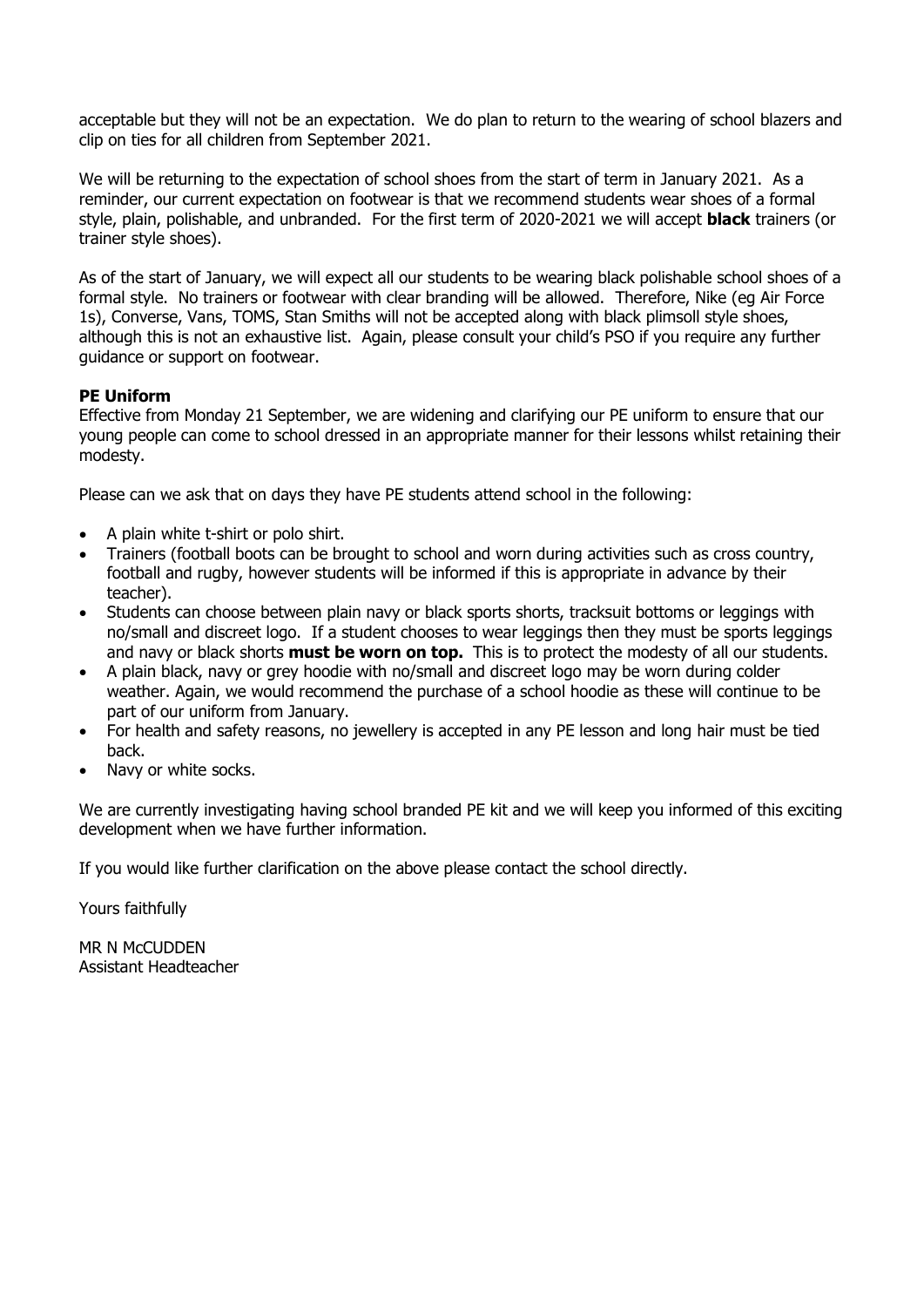acceptable but they will not be an expectation. We do plan to return to the wearing of school blazers and clip on ties for all children from September 2021.

We will be returning to the expectation of school shoes from the start of term in January 2021. As a reminder, our current expectation on footwear is that we recommend students wear shoes of a formal style, plain, polishable, and unbranded. For the first term of 2020-2021 we will accept **black** trainers (or trainer style shoes).

As of the start of January, we will expect all our students to be wearing black polishable school shoes of a formal style. No trainers or footwear with clear branding will be allowed. Therefore, Nike (eg Air Force 1s), Converse, Vans, TOMS, Stan Smiths will not be accepted along with black plimsoll style shoes, although this is not an exhaustive list. Again, please consult your child's PSO if you require any further guidance or support on footwear.

**PE Uniform**

Effective from Monday 21 September, we are widening and clarifying our PE uniform to ensure that our young people can come to school dressed in an appropriate manner for their lessons whilst retaining their modesty.

Please can we ask that on days they have PE students attend school in the following:

- A plain white t-shirt or polo shirt.
- Trainers (football boots can be brought to school and worn during activities such as cross country, football and rugby, however students will be informed if this is appropriate in advance by their teacher).
- Students can choose between plain navy or black sports shorts, tracksuit bottoms or leggings with no/small and discreet logo. If a student chooses to wear leggings then they must be sports leggings and navy or black shorts **must be worn on top.** This is to protect the modesty of all our students.
- A plain black, navy or grey hoodie with no/small and discreet logo may be worn during colder weather. Again, we would recommend the purchase of a school hoodie as these will continue to be part of our uniform from January.
- For health and safety reasons, no jewellery is accepted in any PE lesson and long hair must be tied back.
- Navy or white socks.

We are currently investigating having school branded PE kit and we will keep you informed of this exciting development when we have further information.

If you would like further clarification on the above please contact the school directly.

Yours faithfully

MR N McCUDDEN
Assistant Headteacher